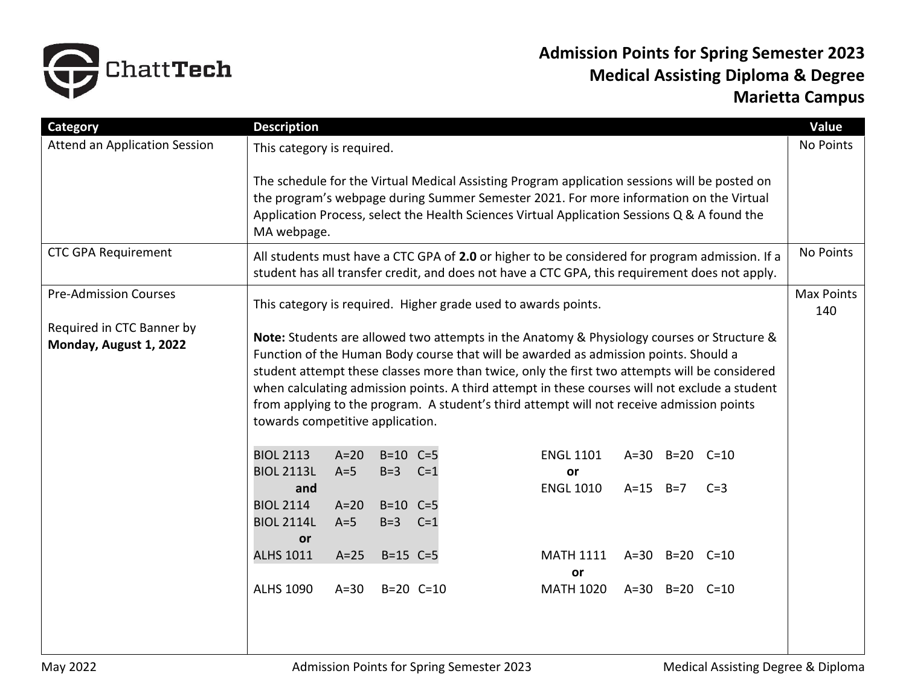# Admission Points for Spring Semester 2023
## Medical Assisting Diploma & Degree
## Marietta Campus

| Category | Description | Value |
|---|---|---|
| Attend an Application Session | This category is required.<br><br>The schedule for the Virtual Medical Assisting Program application sessions will be posted on the program's webpage during Summer Semester 2021. For more information on the Virtual Application Process, select the Health Sciences Virtual Application Sessions Q & A found the MA webpage. | No Points |
| CTC GPA Requirement | All students must have a CTC GPA of **2.0** or higher to be considered for program admission. If a student has all transfer credit, and does not have a CTC GPA, this requirement does not apply. | No Points |
| Pre-Admission Courses<br><br>Required in CTC Banner by **Monday, August 1, 2022** | This category is required. Higher grade used to awards points.<br><br>**Note:** Students are allowed two attempts in the Anatomy & Physiology courses or Structure & Function of the Human Body course that will be awarded as admission points. Should a student attempt these classes more than twice, only the first two attempts will be considered when calculating admission points. A third attempt in these courses will not exclude a student from applying to the program. A student's third attempt will not receive admission points towards competitive application.<br><br>BIOL 2113 A=20 B=10 C=5<br>BIOL 2113L A=5 B=3 C=1<br>**and**<br>BIOL 2114 A=20 B=10 C=5<br>BIOL 2114L A=5 B=3 C=1<br>**or**<br>ALHS 1011 A=25 B=15 C=5<br><br>ALHS 1090 A=30 B=20 C=10<br><br>ENGL 1101 A=30 B=20 C=10<br>**or**<br>ENGL 1010 A=15 B=7 C=3<br><br>MATH 1111 A=30 B=20 C=10<br>**or**<br>MATH 1020 A=30 B=20 C=10 | Max Points 140 |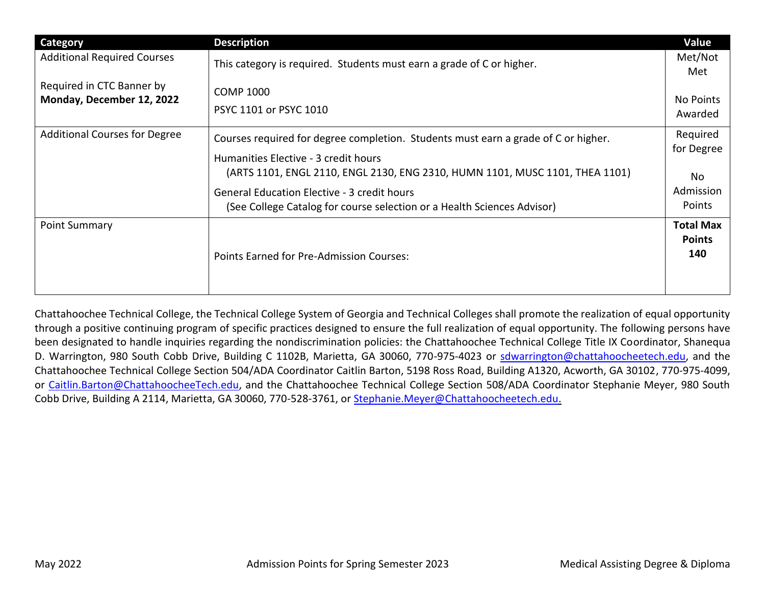| Category | Description | Value |
|---|---|---|
| Additional Required Courses<br><br>Required in CTC Banner by **Monday, December 12, 2022** | This category is required. Students must earn a grade of C or higher.<br><br>COMP 1000<br>PSYC 1101 or PSYC 1010 | Met/Not Met<br><br>No Points Awarded |
| Additional Courses for Degree | Courses required for degree completion. Students must earn a grade of C or higher.<br>Humanities Elective - 3 credit hours<br>(ARTS 1101, ENGL 2110, ENGL 2130, ENG 2310, HUMN 1101, MUSC 1101, THEA 1101)<br>General Education Elective - 3 credit hours<br>(See College Catalog for course selection or a Health Sciences Advisor) | Required for Degree<br><br>No Admission Points |
| Point Summary | Points Earned for Pre-Admission Courses: | **Total Max Points 140** |

Chattahoochee Technical College, the Technical College System of Georgia and Technical Colleges shall promote the realization of equal opportunity through a positive continuing program of specific practices designed to ensure the full realization of equal opportunity. The following persons have been designated to handle inquiries regarding the nondiscrimination policies: the Chattahoochee Technical College Title IX Coordinator, Shanequa D. Warrington, 980 South Cobb Drive, Building C 1102B, Marietta, GA 30060, 770-975-4023 or sdwarrington@chattahoocheetech.edu, and the Chattahoochee Technical College Section 504/ADA Coordinator Caitlin Barton, 5198 Ross Road, Building A1320, Acworth, GA 30102, 770-975-4099, or Caitlin.Barton@ChattahoocheeTech.edu, and the Chattahoochee Technical College Section 508/ADA Coordinator Stephanie Meyer, 980 South Cobb Drive, Building A 2114, Marietta, GA 30060, 770-528-3761, or Stephanie.Meyer@Chattahoocheetech.edu.